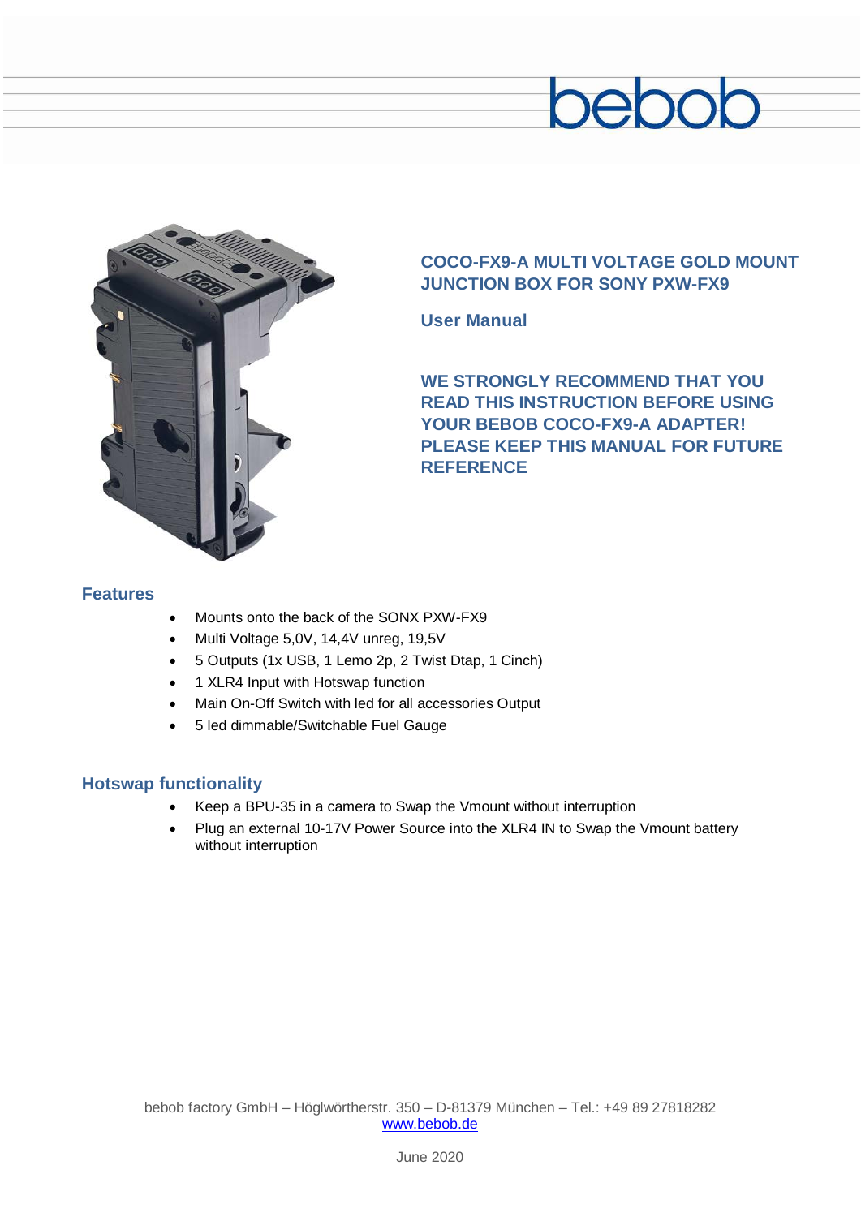bebob

## COCO-FX9-A MULTI VOLTAGE GOLD MOUNT JUNCTION BOX FOR SONY PXW-FX9

**User Manual**

**WE STRONGLY RECOMMEND THAT YOU READ THIS INSTRUCTION BEFORE USING YOUR BEBOB COCO-FX9-A ADAPTER! PLEASE KEEP THIS MANUAL FOR FUTURE REFERENCE**

### Features

- Mounts onto the back of the SONX PXW-FX9
- Multi Voltage 5,0V, 14,4V unreg, 19,5V
- 5 Outputs (1x USB, 1 Lemo 2p, 2 Twist Dtap, 1 Cinch)
- 1 XLR4 Input with Hotswap function
- Main On-Off Switch with led for all accessories Output
- 5 led dimmable/Switchable Fuel Gauge

### Hotswap functionality

- Keep a BPU-35 in a camera to Swap the Vmount without interruption
- Plug an external 10-17V Power Source into the XLR4 IN to Swap the Vmount battery without interruption

bebob factory GmbH – Höglwörtherstr. 350 – D-81379 München – Tel.: +49 89 27818282
www.bebob.de

June 2020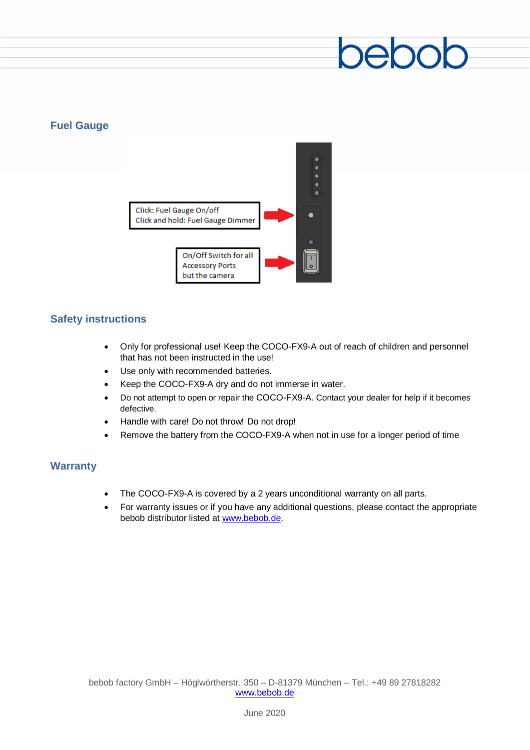## Fuel Gauge

Click: Fuel Gauge On/off
Click and hold: Fuel Gauge Dimmer

On/Off Switch for all Accessory Ports but the camera

## Safety instructions

- Only for professional use! Keep the COCO-FX9-A out of reach of children and personnel that has not been instructed in the use!
- Use only with recommended batteries.
- Keep the COCO-FX9-A dry and do not immerse in water.
- Do not attempt to open or repair the COCO-FX9-A. Contact your dealer for help if it becomes defective.
- Handle with care! Do not throw! Do not drop!
- Remove the battery from the COCO-FX9-A when not in use for a longer period of time

## Warranty

- The COCO-FX9-A is covered by a 2 years unconditional warranty on all parts.
- For warranty issues or if you have any additional questions, please contact the appropriate bebob distributor listed at www.bebob.de.

bebob factory GmbH – Höglwörtherstr. 350 – D-81379 München – Tel.: +49 89 27818282
www.bebob.de

June 2020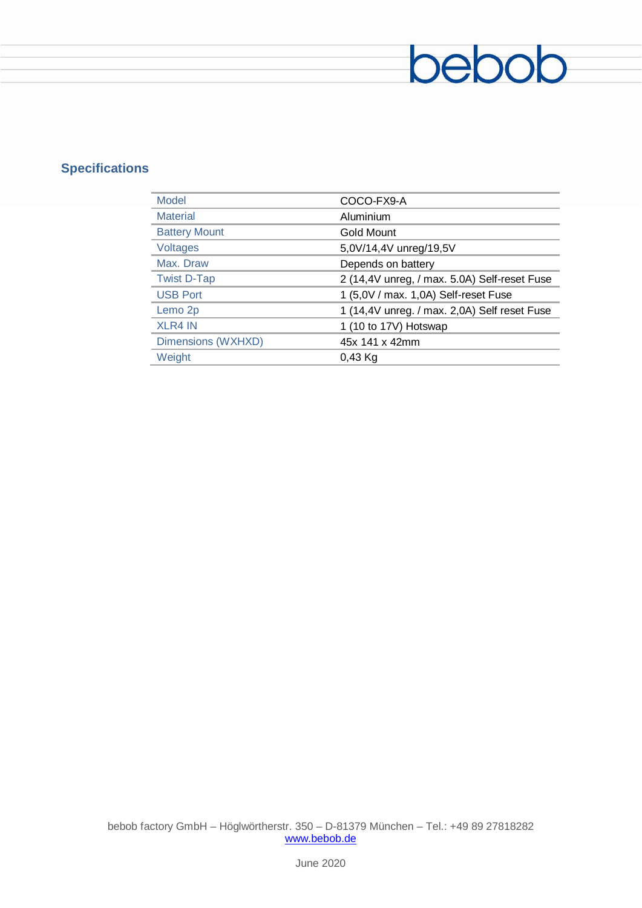## Specifications

| | |
|---|---|
| Model | COCO-FX9-A |
| Material | Aluminium |
| Battery Mount | Gold Mount |
| Voltages | 5,0V/14,4V unreg/19,5V |
| Max. Draw | Depends on battery |
| Twist D-Tap | 2 (14,4V unreg, / max. 5.0A) Self-reset Fuse |
| USB Port | 1 (5,0V / max. 1,0A) Self-reset Fuse |
| Lemo 2p | 1 (14,4V unreg. / max. 2,0A) Self reset Fuse |
| XLR4 IN | 1 (10 to 17V) Hotswap |
| Dimensions (WXHXD) | 45x 141 x 42mm |
| Weight | 0,43 Kg |

bebob factory GmbH – Höglwörtherstr. 350 – D-81379 München – Tel.: +49 89 27818282
www.bebob.de

June 2020